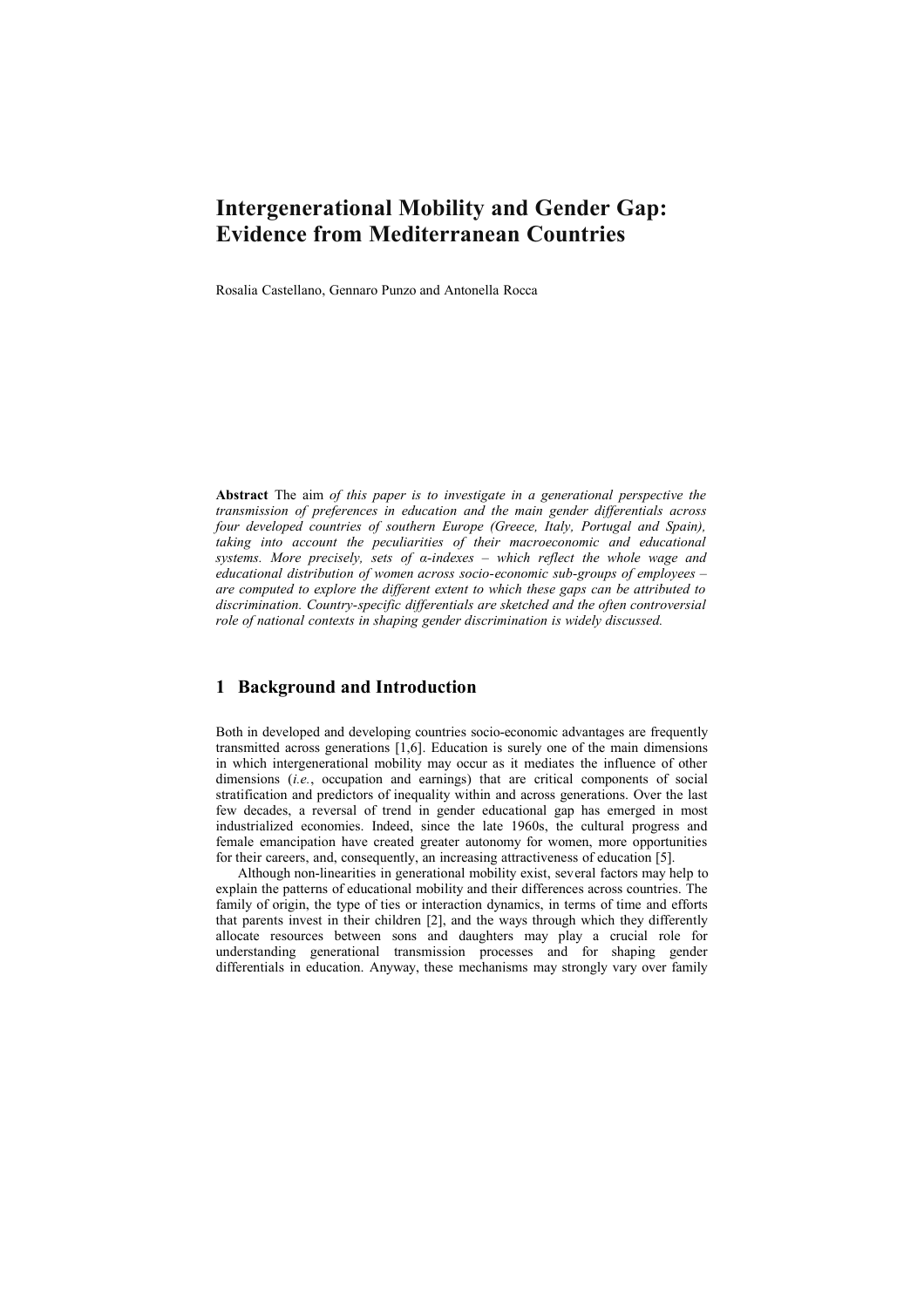# Intergenerational Mobility and Gender Gap: Evidence from Mediterranean Countries

Rosalia Castellano, Gennaro Punzo and Antonella Rocca

**Abstract** The aim *of this paper is to investigate in a generational perspective the transmission of preferences in education and the main gender differentials across four developed countries of southern Europe (Greece, Italy, Portugal and Spain), taking into account the peculiarities of their macroeconomic and educational systems. More precisely, sets of α-indexes – which reflect the whole wage and educational distribution of women across socio-economic sub-groups of employees – are computed to explore the different extent to which these gaps can be attributed to discrimination. Country-specific differentials are sketched and the often controversial role of national contexts in shaping gender discrimination is widely discussed.*

## 1 Background and Introduction

Both in developed and developing countries socio-economic advantages are frequently transmitted across generations [1,6]. Education is surely one of the main dimensions in which intergenerational mobility may occur as it mediates the influence of other dimensions (*i.e.*, occupation and earnings) that are critical components of social stratification and predictors of inequality within and across generations. Over the last few decades, a reversal of trend in gender educational gap has emerged in most industrialized economies. Indeed, since the late 1960s, the cultural progress and female emancipation have created greater autonomy for women, more opportunities for their careers, and, consequently, an increasing attractiveness of education [5].

Although non-linearities in generational mobility exist, several factors may help to explain the patterns of educational mobility and their differences across countries. The family of origin, the type of ties or interaction dynamics, in terms of time and efforts that parents invest in their children [2], and the ways through which they differently allocate resources between sons and daughters may play a crucial role for understanding generational transmission processes and for shaping gender differentials in education. Anyway, these mechanisms may strongly vary over family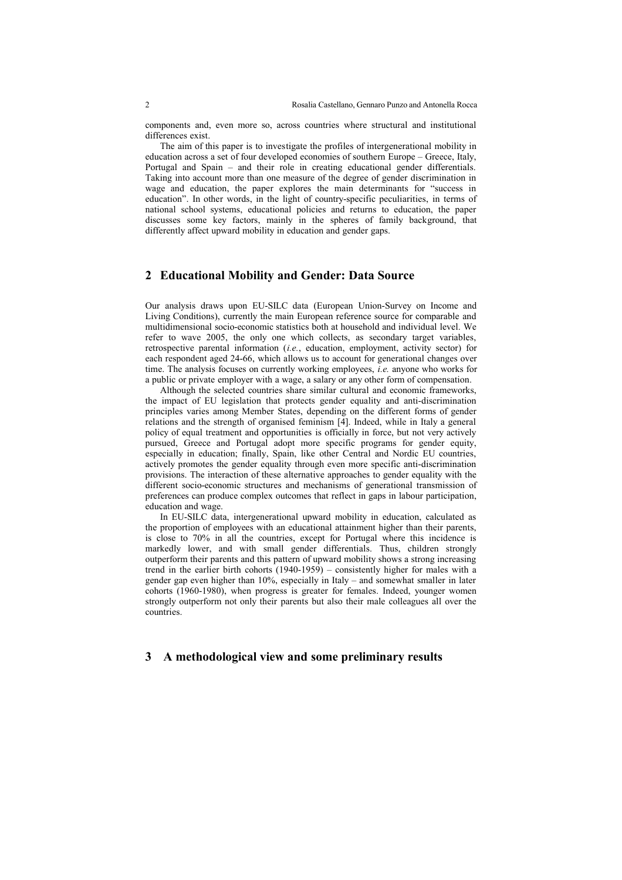components and, even more so, across countries where structural and institutional differences exist.

The aim of this paper is to investigate the profiles of intergenerational mobility in education across a set of four developed economies of southern Europe – Greece, Italy, Portugal and Spain – and their role in creating educational gender differentials. Taking into account more than one measure of the degree of gender discrimination in wage and education, the paper explores the main determinants for "success in education". In other words, in the light of country-specific peculiarities, in terms of national school systems, educational policies and returns to education, the paper discusses some key factors, mainly in the spheres of family background, that differently affect upward mobility in education and gender gaps.

## 2 Educational Mobility and Gender: Data Source

Our analysis draws upon EU-SILC data (European Union-Survey on Income and Living Conditions), currently the main European reference source for comparable and multidimensional socio-economic statistics both at household and individual level. We refer to wave 2005, the only one which collects, as secondary target variables, retrospective parental information (*i.e.*, education, employment, activity sector) for each respondent aged 24-66, which allows us to account for generational changes over time. The analysis focuses on currently working employees, *i.e.* anyone who works for a public or private employer with a wage, a salary or any other form of compensation.

Although the selected countries share similar cultural and economic frameworks, the impact of EU legislation that protects gender equality and anti-discrimination principles varies among Member States, depending on the different forms of gender relations and the strength of organised feminism [4]. Indeed, while in Italy a general policy of equal treatment and opportunities is officially in force, but not very actively pursued, Greece and Portugal adopt more specific programs for gender equity, especially in education; finally, Spain, like other Central and Nordic EU countries, actively promotes the gender equality through even more specific anti-discrimination provisions. The interaction of these alternative approaches to gender equality with the different socio-economic structures and mechanisms of generational transmission of preferences can produce complex outcomes that reflect in gaps in labour participation, education and wage.

In EU-SILC data, intergenerational upward mobility in education, calculated as the proportion of employees with an educational attainment higher than their parents, is close to 70% in all the countries, except for Portugal where this incidence is markedly lower, and with small gender differentials. Thus, children strongly outperform their parents and this pattern of upward mobility shows a strong increasing trend in the earlier birth cohorts (1940-1959) – consistently higher for males with a gender gap even higher than 10%, especially in Italy – and somewhat smaller in later cohorts (1960-1980), when progress is greater for females. Indeed, younger women strongly outperform not only their parents but also their male colleagues all over the countries.

## 3 A methodological view and some preliminary results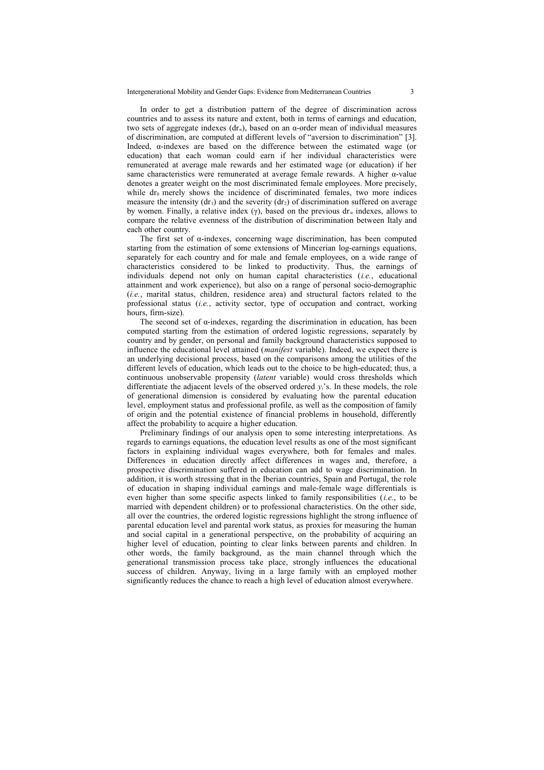In order to get a distribution pattern of the degree of discrimination across countries and to assess its nature and extent, both in terms of earnings and education, two sets of aggregate indexes ($dr_\alpha$), based on an α-order mean of individual measures of discrimination, are computed at different levels of "aversion to discrimination" [3]. Indeed, α-indexes are based on the difference between the estimated wage (or education) that each woman could earn if her individual characteristics were remunerated at average male rewards and her estimated wage (or education) if her same characteristics were remunerated at average female rewards. A higher α-value denotes a greater weight on the most discriminated female employees. More precisely, while $dr_0$ merely shows the incidence of discriminated females, two more indices measure the intensity ($dr_1$) and the severity ($dr_2$) of discrimination suffered on average by women. Finally, a relative index (γ), based on the previous $dr_\alpha$ indexes, allows to compare the relative evenness of the distribution of discrimination between Italy and each other country.

The first set of α-indexes, concerning wage discrimination, has been computed starting from the estimation of some extensions of Mincerian log-earnings equations, separately for each country and for male and female employees, on a wide range of characteristics considered to be linked to productivity. Thus, the earnings of individuals depend not only on human capital characteristics (*i.e.*, educational attainment and work experience), but also on a range of personal socio-demographic (*i.e.*, marital status, children, residence area) and structural factors related to the professional status (*i.e.*, activity sector, type of occupation and contract, working hours, firm-size).

The second set of α-indexes, regarding the discrimination in education, has been computed starting from the estimation of ordered logistic regressions, separately by country and by gender, on personal and family background characteristics supposed to influence the educational level attained (*manifest* variable). Indeed, we expect there is an underlying decisional process, based on the comparisons among the utilities of the different levels of education, which leads out to the choice to be high-educated; thus, a continuous unobservable propensity (*latent* variable) would cross thresholds which differentiate the adjacent levels of the observed ordered $y_i$'s. In these models, the role of generational dimension is considered by evaluating how the parental education level, employment status and professional profile, as well as the composition of family of origin and the potential existence of financial problems in household, differently affect the probability to acquire a higher education.

Preliminary findings of our analysis open to some interesting interpretations. As regards to earnings equations, the education level results as one of the most significant factors in explaining individual wages everywhere, both for females and males. Differences in education directly affect differences in wages and, therefore, a prospective discrimination suffered in education can add to wage discrimination. In addition, it is worth stressing that in the Iberian countries, Spain and Portugal, the role of education in shaping individual earnings and male-female wage differentials is even higher than some specific aspects linked to family responsibilities (*i.e.*, to be married with dependent children) or to professional characteristics. On the other side, all over the countries, the ordered logistic regressions highlight the strong influence of parental education level and parental work status, as proxies for measuring the human and social capital in a generational perspective, on the probability of acquiring an higher level of education, pointing to clear links between parents and children. In other words, the family background, as the main channel through which the generational transmission process take place, strongly influences the educational success of children. Anyway, living in a large family with an employed mother significantly reduces the chance to reach a high level of education almost everywhere.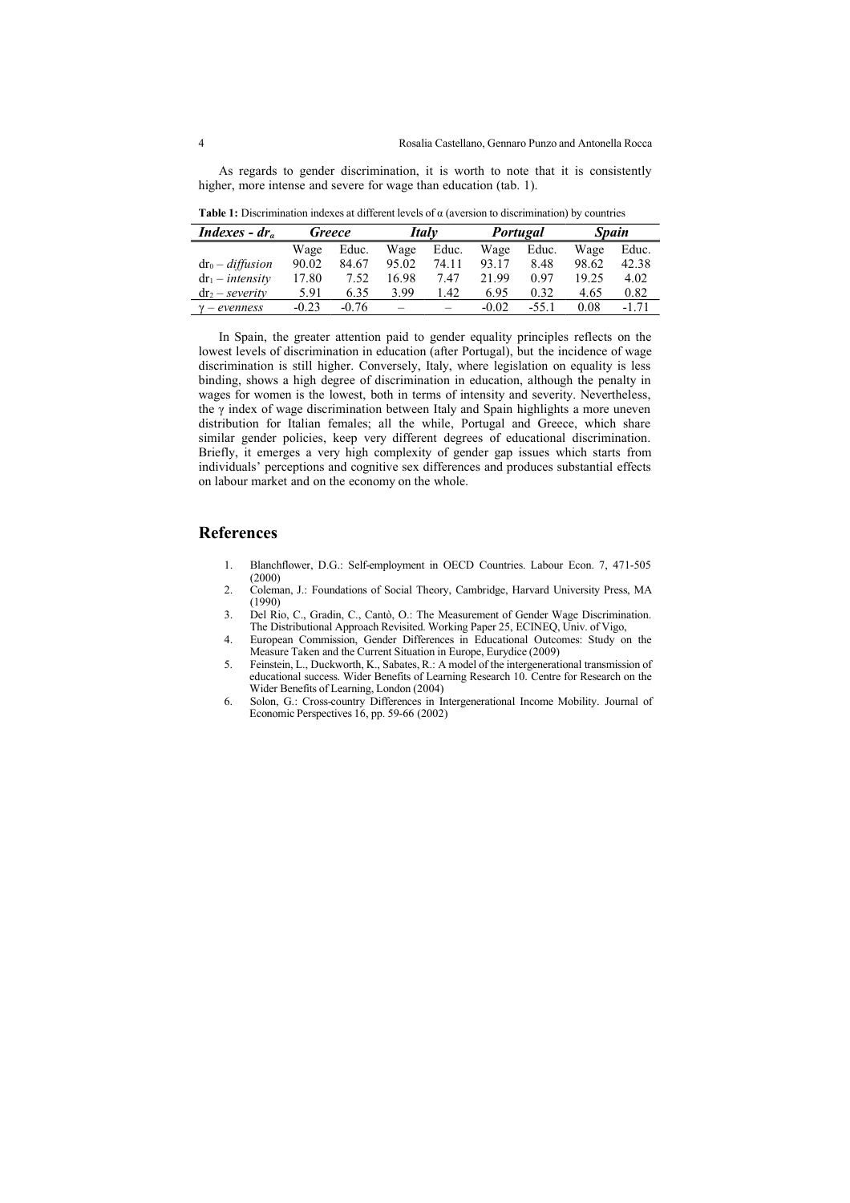As regards to gender discrimination, it is worth to note that it is consistently higher, more intense and severe for wage than education (tab. 1).

**Table 1:** Discrimination indexes at different levels of α (aversion to discrimination) by countries

| ***Indexes - $dr_\alpha$*** | ***Greece*** | | ***Italy*** | | ***Portugal*** | | ***Spain*** | |
|---|---|---|---|---|---|---|---|---|
| | Wage | Educ. | Wage | Educ. | Wage | Educ. | Wage | Educ. |
| $dr_0$ – *diffusion* | 90.02 | 84.67 | 95.02 | 74.11 | 93.17 | 8.48 | 98.62 | 42.38 |
| $dr_1$ – *intensity* | 17.80 | 7.52 | 16.98 | 7.47 | 21.99 | 0.97 | 19.25 | 4.02 |
| $dr_2$ – *severity* | 5.91 | 6.35 | 3.99 | 1.42 | 6.95 | 0.32 | 4.65 | 0.82 |
| $\gamma$ – *evenness* | -0.23 | -0.76 | – | – | -0.02 | -55.1 | 0.08 | -1.71 |

In Spain, the greater attention paid to gender equality principles reflects on the lowest levels of discrimination in education (after Portugal), but the incidence of wage discrimination is still higher. Conversely, Italy, where legislation on equality is less binding, shows a high degree of discrimination in education, although the penalty in wages for women is the lowest, both in terms of intensity and severity. Nevertheless, the $\gamma$ index of wage discrimination between Italy and Spain highlights a more uneven distribution for Italian females; all the while, Portugal and Greece, which share similar gender policies, keep very different degrees of educational discrimination. Briefly, it emerges a very high complexity of gender gap issues which starts from individuals' perceptions and cognitive sex differences and produces substantial effects on labour market and on the economy on the whole.

## References

1. Blanchflower, D.G.: Self-employment in OECD Countries. Labour Econ. 7, 471-505 (2000)
2. Coleman, J.: Foundations of Social Theory, Cambridge, Harvard University Press, MA (1990)
3. Del Rio, C., Gradin, C., Cantò, O.: The Measurement of Gender Wage Discrimination. The Distributional Approach Revisited. Working Paper 25, ECINEQ, Univ. of Vigo,
4. European Commission, Gender Differences in Educational Outcomes: Study on the Measure Taken and the Current Situation in Europe, Eurydice (2009)
5. Feinstein, L., Duckworth, K., Sabates, R.: A model of the intergenerational transmission of educational success. Wider Benefits of Learning Research 10. Centre for Research on the Wider Benefits of Learning, London (2004)
6. Solon, G.: Cross-country Differences in Intergenerational Income Mobility. Journal of Economic Perspectives 16, pp. 59-66 (2002)